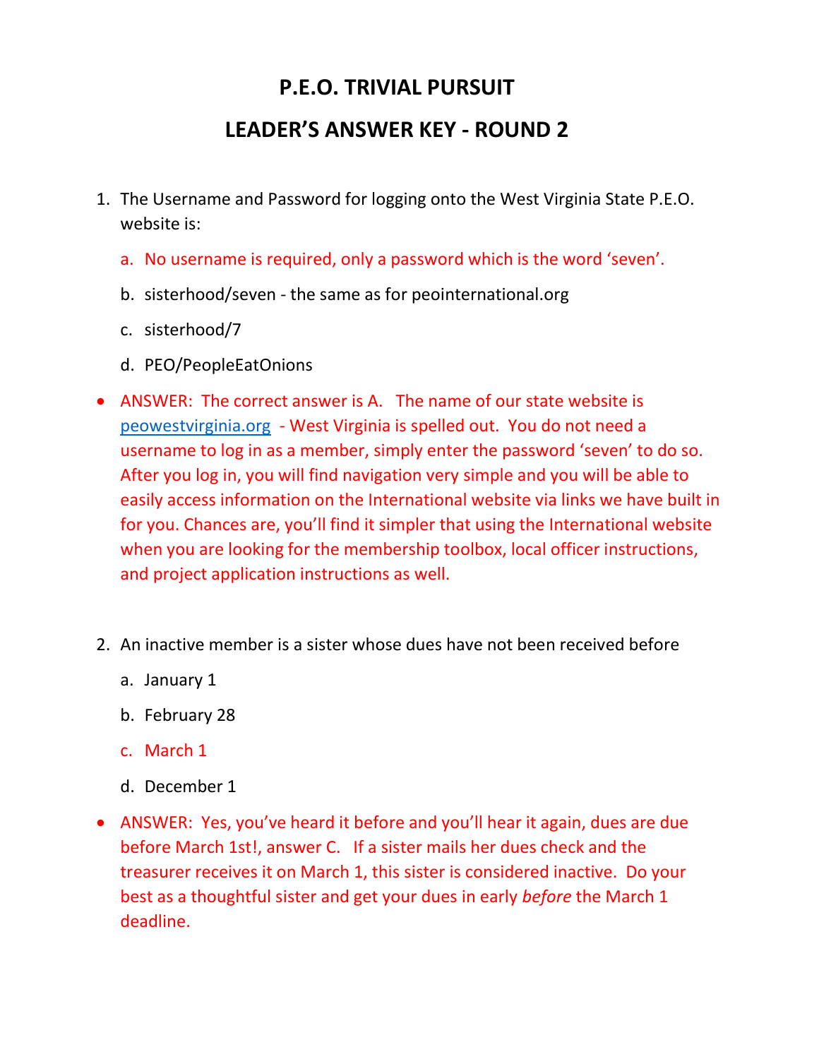# P.E.O. TRIVIAL PURSUIT

## LEADER'S ANSWER KEY - ROUND 2

1. The Username and Password for logging onto the West Virginia State P.E.O. website is:

   a. No username is required, only a password which is the word 'seven'.

   b. sisterhood/seven - the same as for peointernational.org

   c. sisterhood/7

   d. PEO/PeopleEatOnions

- ANSWER: The correct answer is A. The name of our state website is peowestvirginia.org - West Virginia is spelled out. You do not need a username to log in as a member, simply enter the password 'seven' to do so. After you log in, you will find navigation very simple and you will be able to easily access information on the International website via links we have built in for you. Chances are, you'll find it simpler that using the International website when you are looking for the membership toolbox, local officer instructions, and project application instructions as well.

2. An inactive member is a sister whose dues have not been received before

   a. January 1

   b. February 28

   c. March 1

   d. December 1

- ANSWER: Yes, you've heard it before and you'll hear it again, dues are due before March 1st!, answer C. If a sister mails her dues check and the treasurer receives it on March 1, this sister is considered inactive. Do your best as a thoughtful sister and get your dues in early *before* the March 1 deadline.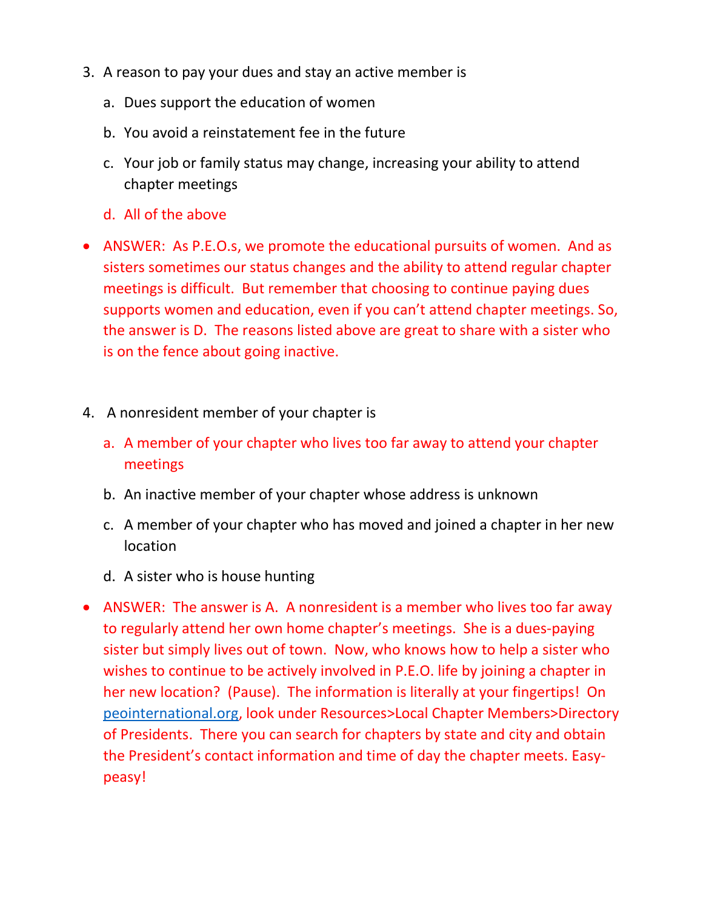3. A reason to pay your dues and stay an active member is

   a. Dues support the education of women

   b. You avoid a reinstatement fee in the future

   c. Your job or family status may change, increasing your ability to attend chapter meetings

   d. All of the above

- ANSWER: As P.E.O.s, we promote the educational pursuits of women. And as sisters sometimes our status changes and the ability to attend regular chapter meetings is difficult. But remember that choosing to continue paying dues supports women and education, even if you can't attend chapter meetings. So, the answer is D. The reasons listed above are great to share with a sister who is on the fence about going inactive.

4. A nonresident member of your chapter is

   a. A member of your chapter who lives too far away to attend your chapter meetings

   b. An inactive member of your chapter whose address is unknown

   c. A member of your chapter who has moved and joined a chapter in her new location

   d. A sister who is house hunting

- ANSWER: The answer is A. A nonresident is a member who lives too far away to regularly attend her own home chapter's meetings. She is a dues-paying sister but simply lives out of town. Now, who knows how to help a sister who wishes to continue to be actively involved in P.E.O. life by joining a chapter in her new location? (Pause). The information is literally at your fingertips! On peointernational.org, look under Resources>Local Chapter Members>Directory of Presidents. There you can search for chapters by state and city and obtain the President's contact information and time of day the chapter meets. Easy-peasy!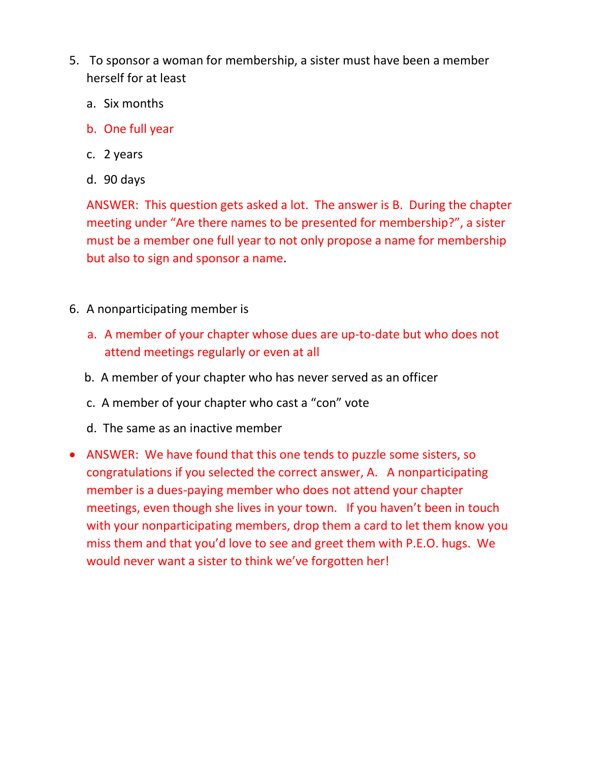5. To sponsor a woman for membership, a sister must have been a member herself for at least

   a. Six months

   b. One full year

   c. 2 years

   d. 90 days

   ANSWER: This question gets asked a lot. The answer is B. During the chapter meeting under "Are there names to be presented for membership?", a sister must be a member one full year to not only propose a name for membership but also to sign and sponsor a name.

6. A nonparticipating member is

   a. A member of your chapter whose dues are up-to-date but who does not attend meetings regularly or even at all

   b. A member of your chapter who has never served as an officer

   c. A member of your chapter who cast a "con" vote

   d. The same as an inactive member

- ANSWER: We have found that this one tends to puzzle some sisters, so congratulations if you selected the correct answer, A. A nonparticipating member is a dues-paying member who does not attend your chapter meetings, even though she lives in your town. If you haven't been in touch with your nonparticipating members, drop them a card to let them know you miss them and that you'd love to see and greet them with P.E.O. hugs. We would never want a sister to think we've forgotten her!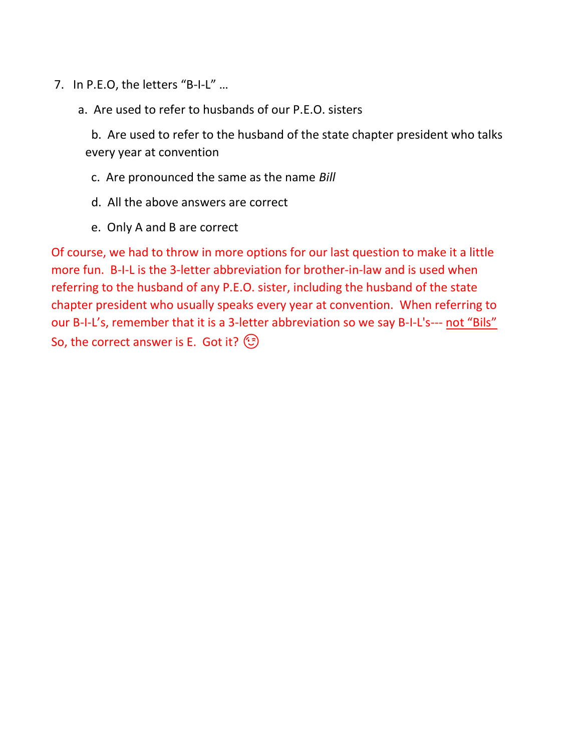7. In P.E.O, the letters "B-I-L" …

   a. Are used to refer to husbands of our P.E.O. sisters

   b. Are used to refer to the husband of the state chapter president who talks every year at convention

   c. Are pronounced the same as the name *Bill*

   d. All the above answers are correct

   e. Only A and B are correct

Of course, we had to throw in more options for our last question to make it a little more fun. B-I-L is the 3-letter abbreviation for brother-in-law and is used when referring to the husband of any P.E.O. sister, including the husband of the state chapter president who usually speaks every year at convention. When referring to our B-I-L's, remember that it is a 3-letter abbreviation so we say B-I-L's--- <u>not "Bils"</u> So, the correct answer is E. Got it? 😉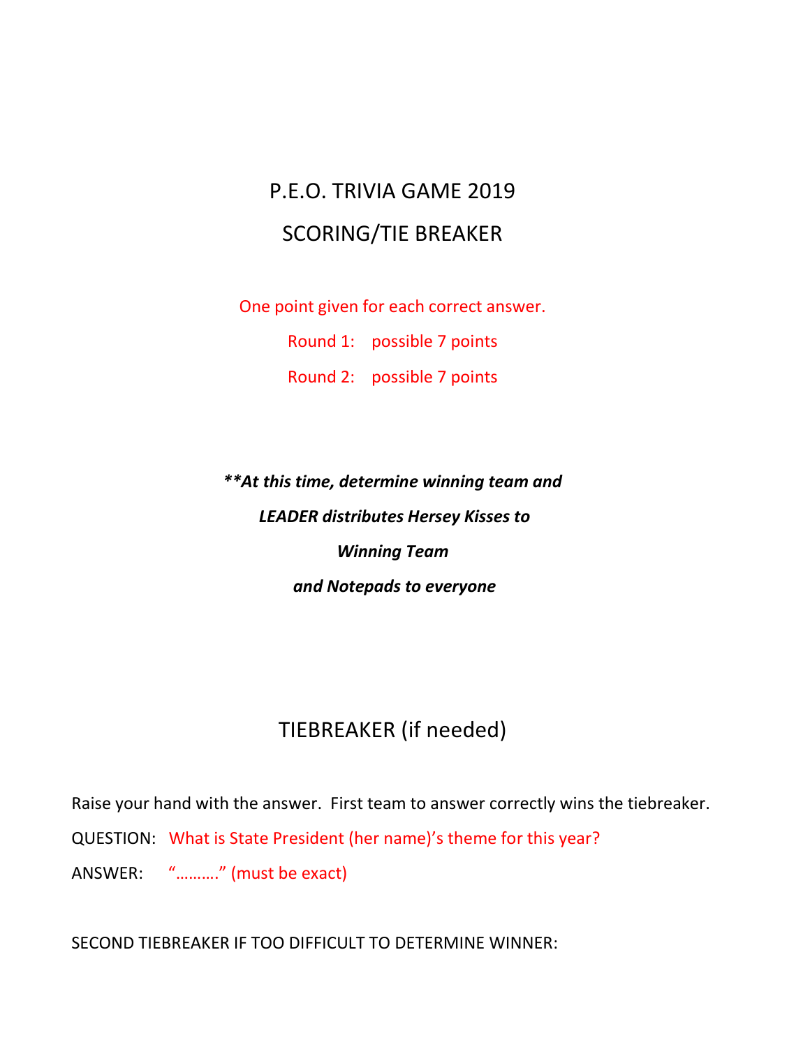# P.E.O. TRIVIA GAME 2019

## SCORING/TIE BREAKER

One point given for each correct answer.

Round 1: possible 7 points

Round 2: possible 7 points

***\*\*At this time, determine winning team and LEADER distributes Hersey Kisses to Winning Team and Notepads to everyone***

## TIEBREAKER (if needed)

Raise your hand with the answer. First team to answer correctly wins the tiebreaker.

QUESTION: What is State President (her name)'s theme for this year?

ANSWER: "………." (must be exact)

SECOND TIEBREAKER IF TOO DIFFICULT TO DETERMINE WINNER: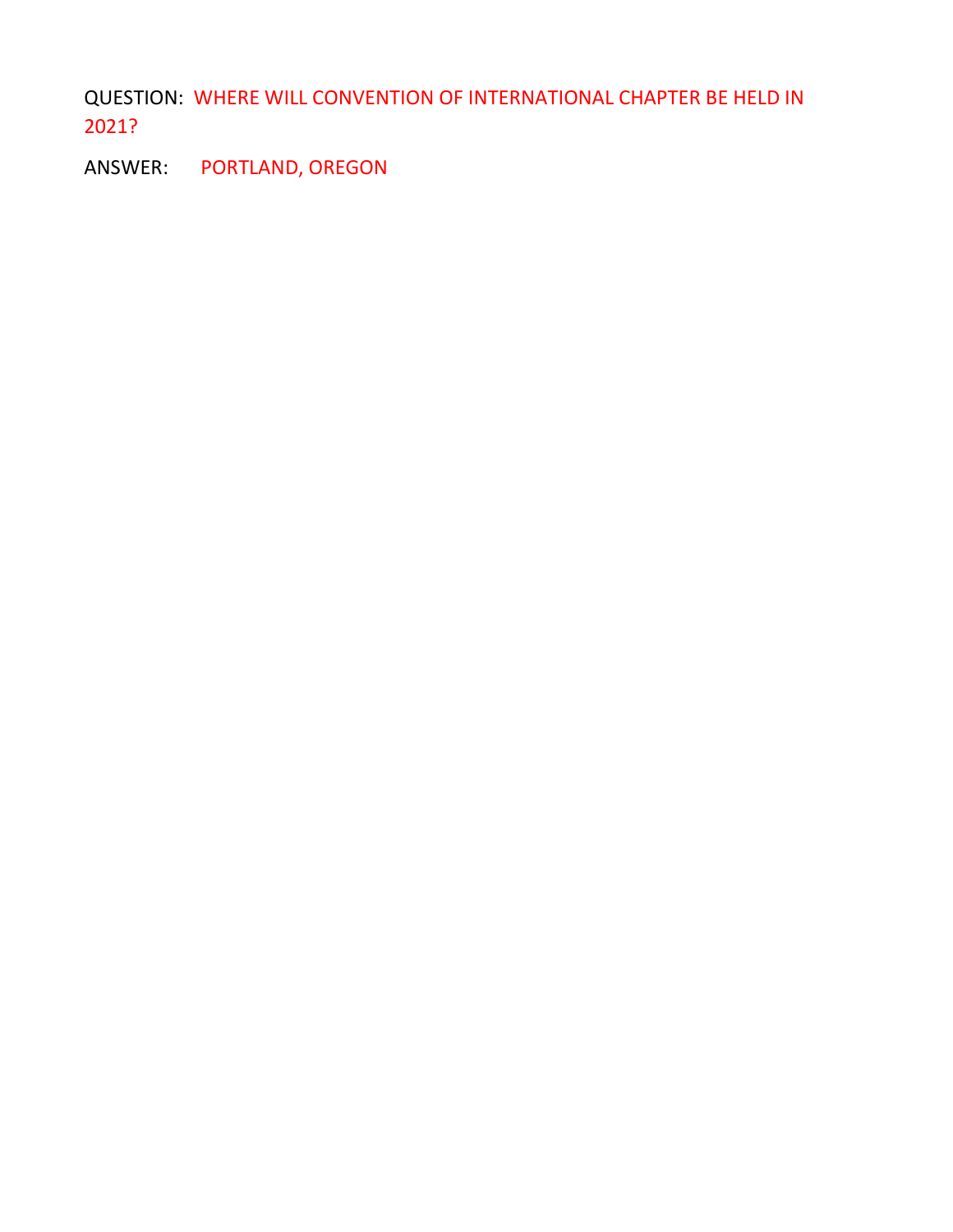QUESTION: WHERE WILL CONVENTION OF INTERNATIONAL CHAPTER BE HELD IN 2021?

ANSWER: PORTLAND, OREGON